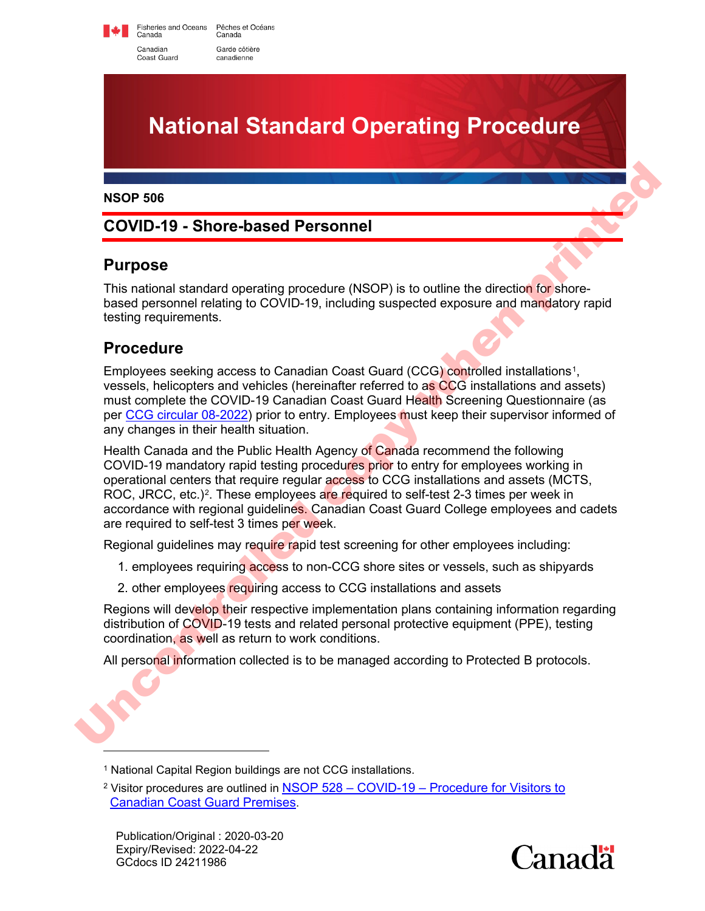Fisheries and Oceans Canada / Pêches et Océans Canada
Canadian Coast Guard / Garde côtière canadienne

# National Standard Operating Procedure

**NSOP 506**

## COVID-19 - Shore-based Personnel

## Purpose

This national standard operating procedure (NSOP) is to outline the direction for shore-based personnel relating to COVID-19, including suspected exposure and mandatory rapid testing requirements.

## Procedure

Employees seeking access to Canadian Coast Guard (CCG) controlled installations[1], vessels, helicopters and vehicles (hereinafter referred to as CCG installations and assets) must complete the COVID-19 Canadian Coast Guard Health Screening Questionnaire (as per [CCG circular 08-2022](CCG circular 08-2022)) prior to entry. Employees must keep their supervisor informed of any changes in their health situation.

Health Canada and the Public Health Agency of Canada recommend the following COVID-19 mandatory rapid testing procedures prior to entry for employees working in operational centers that require regular access to CCG installations and assets (MCTS, ROC, JRCC, etc.)[2]. These employees are required to self-test 2-3 times per week in accordance with regional guidelines. Canadian Coast Guard College employees and cadets are required to self-test 3 times per week.

Regional guidelines may require rapid test screening for other employees including:

1. employees requiring access to non-CCG shore sites or vessels, such as shipyards
2. other employees requiring access to CCG installations and assets

Regions will develop their respective implementation plans containing information regarding distribution of COVID-19 tests and related personal protective equipment (PPE), testing coordination, as well as return to work conditions.

All personal information collected is to be managed according to Protected B protocols.

---

[1] National Capital Region buildings are not CCG installations.

[2] Visitor procedures are outlined in NSOP 528 – COVID-19 – Procedure for Visitors to Canadian Coast Guard Premises.

Publication/Original : 2020-03-20
Expiry/Revised: 2022-04-22
GCdocs ID 24211986

Uncontrolled copy when printed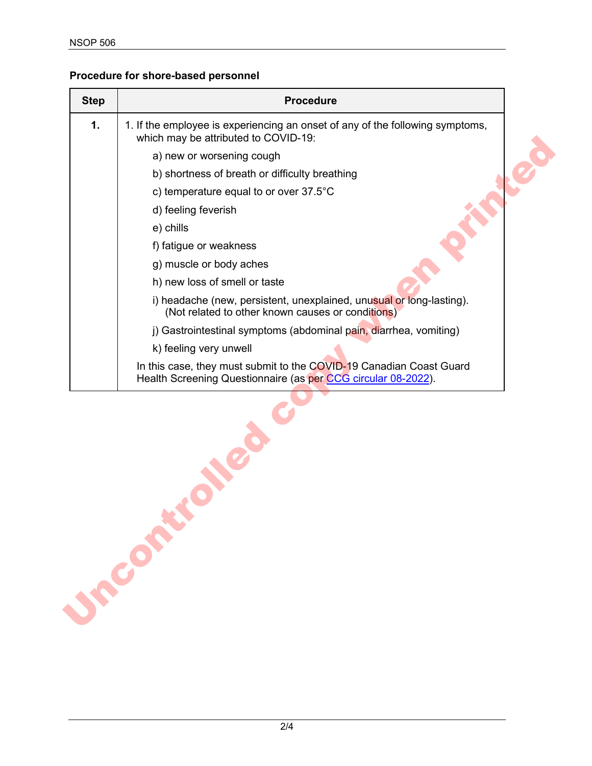**Procedure for shore-based personnel**

| Step | Procedure |
| --- | --- |
| **1.** | 1. If the employee is experiencing an onset of any of the following symptoms, which may be attributed to COVID-19:<br>a) new or worsening cough<br>b) shortness of breath or difficulty breathing<br>c) temperature equal to or over 37.5°C<br>d) feeling feverish<br>e) chills<br>f) fatigue or weakness<br>g) muscle or body aches<br>h) new loss of smell or taste<br>i) headache (new, persistent, unexplained, unusual or long-lasting). (Not related to other known causes or conditions)<br>j) Gastrointestinal symptoms (abdominal pain, diarrhea, vomiting)<br>k) feeling very unwell<br>In this case, they must submit to the COVID-19 Canadian Coast Guard Health Screening Questionnaire (as per CCG circular 08-2022). |

Uncontrolled copy when printed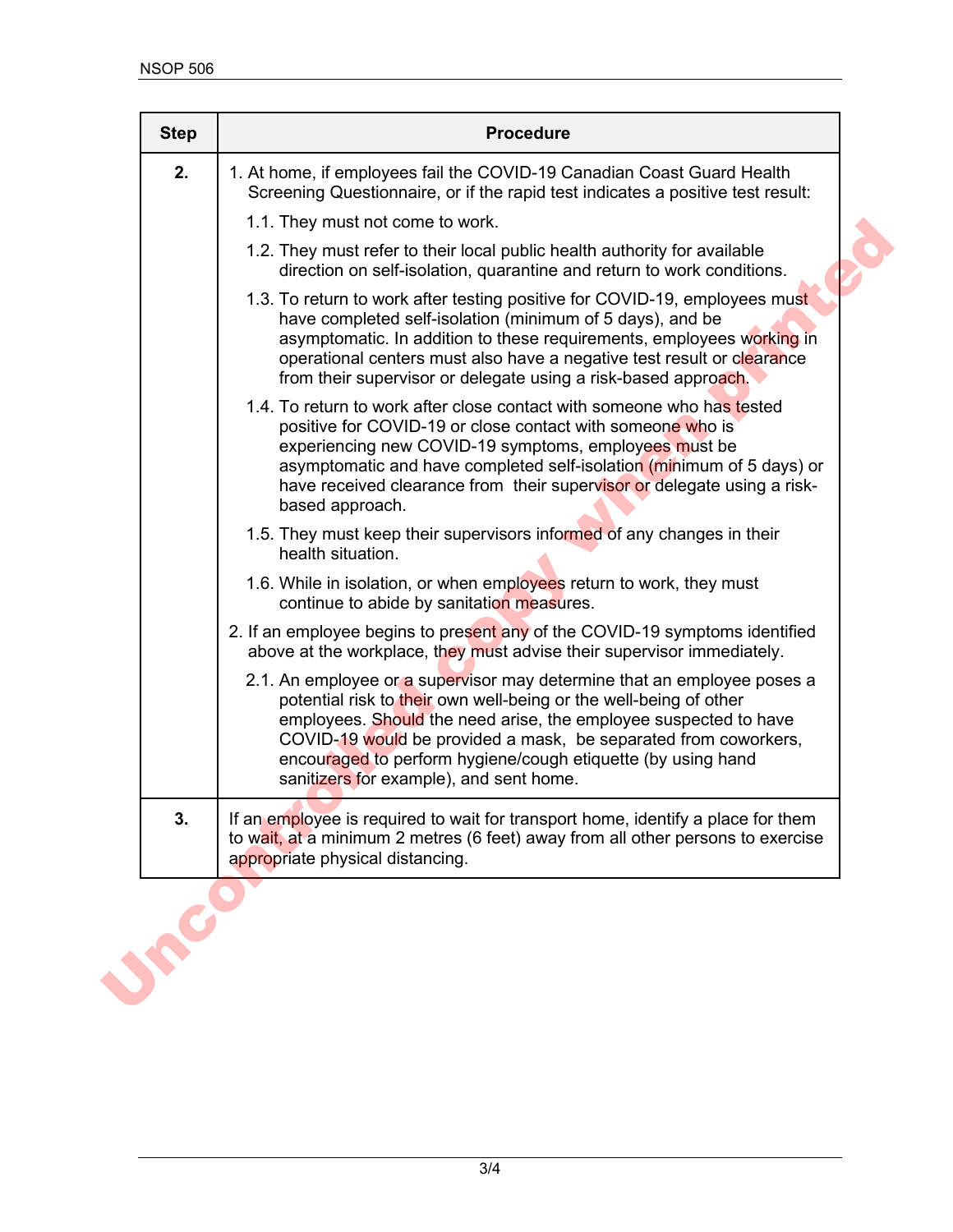| Step | Procedure |
| --- | --- |
| **2.** | 1. At home, if employees fail the COVID-19 Canadian Coast Guard Health Screening Questionnaire, or if the rapid test indicates a positive test result:<br>1.1. They must not come to work.<br>1.2. They must refer to their local public health authority for available direction on self-isolation, quarantine and return to work conditions.<br>1.3. To return to work after testing positive for COVID-19, employees must have completed self-isolation (minimum of 5 days), and be asymptomatic. In addition to these requirements, employees working in operational centers must also have a negative test result or clearance from their supervisor or delegate using a risk-based approach.<br>1.4. To return to work after close contact with someone who has tested positive for COVID-19 or close contact with someone who is experiencing new COVID-19 symptoms, employees must be asymptomatic and have completed self-isolation (minimum of 5 days) or have received clearance from their supervisor or delegate using a risk-based approach.<br>1.5. They must keep their supervisors informed of any changes in their health situation.<br>1.6. While in isolation, or when employees return to work, they must continue to abide by sanitation measures.<br>2. If an employee begins to present any of the COVID-19 symptoms identified above at the workplace, they must advise their supervisor immediately.<br>2.1. An employee or a supervisor may determine that an employee poses a potential risk to their own well-being or the well-being of other employees. Should the need arise, the employee suspected to have COVID-19 would be provided a mask, be separated from coworkers, encouraged to perform hygiene/cough etiquette (by using hand sanitizers for example), and sent home. |
| **3.** | If an employee is required to wait for transport home, identify a place for them to wait, at a minimum 2 metres (6 feet) away from all other persons to exercise appropriate physical distancing. |

Uncontrolled copy when printed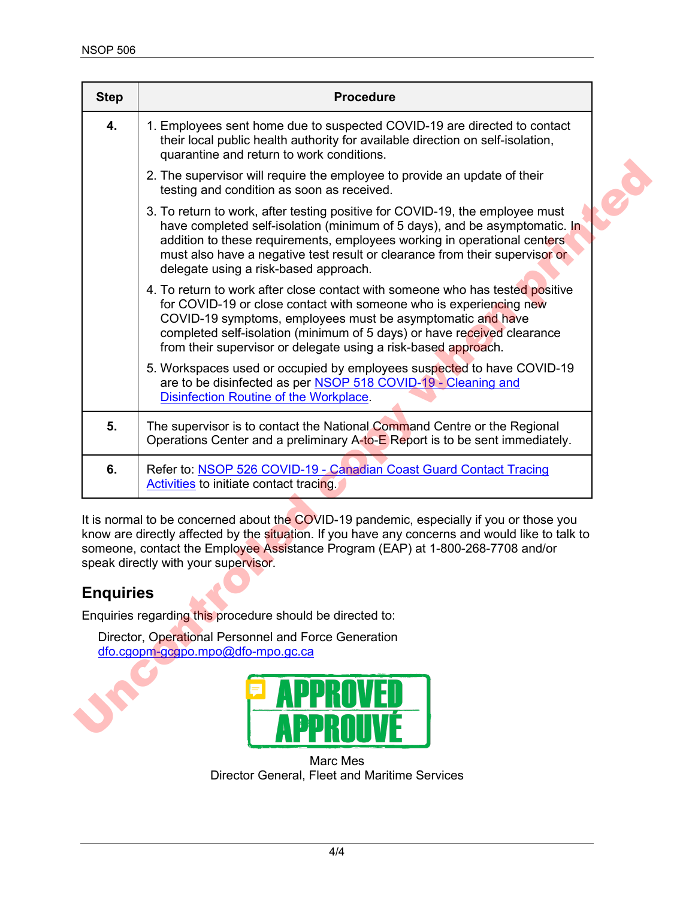| Step | Procedure |
| --- | --- |
| **4.** | 1. Employees sent home due to suspected COVID-19 are directed to contact their local public health authority for available direction on self-isolation, quarantine and return to work conditions.<br>2. The supervisor will require the employee to provide an update of their testing and condition as soon as received.<br>3. To return to work, after testing positive for COVID-19, the employee must have completed self-isolation (minimum of 5 days), and be asymptomatic. In addition to these requirements, employees working in operational centers must also have a negative test result or clearance from their supervisor or delegate using a risk-based approach.<br>4. To return to work after close contact with someone who has tested positive for COVID-19 or close contact with someone who is experiencing new COVID-19 symptoms, employees must be asymptomatic and have completed self-isolation (minimum of 5 days) or have received clearance from their supervisor or delegate using a risk-based approach.<br>5. Workspaces used or occupied by employees suspected to have COVID-19 are to be disinfected as per NSOP 518 COVID-19 - Cleaning and Disinfection Routine of the Workplace. |
| **5.** | The supervisor is to contact the National Command Centre or the Regional Operations Center and a preliminary A-to-E Report is to be sent immediately. |
| **6.** | Refer to: NSOP 526 COVID-19 - Canadian Coast Guard Contact Tracing Activities to initiate contact tracing. |

It is normal to be concerned about the COVID-19 pandemic, especially if you or those you know are directly affected by the situation. If you have any concerns and would like to talk to someone, contact the Employee Assistance Program (EAP) at 1-800-268-7708 and/or speak directly with your supervisor.

## Enquiries

Enquiries regarding this procedure should be directed to:

Director, Operational Personnel and Force Generation
dfo.cgopm-gcgpo.mpo@dfo-mpo.gc.ca

APPROVED
APPROUVÉ

Marc Mes
Director General, Fleet and Maritime Services